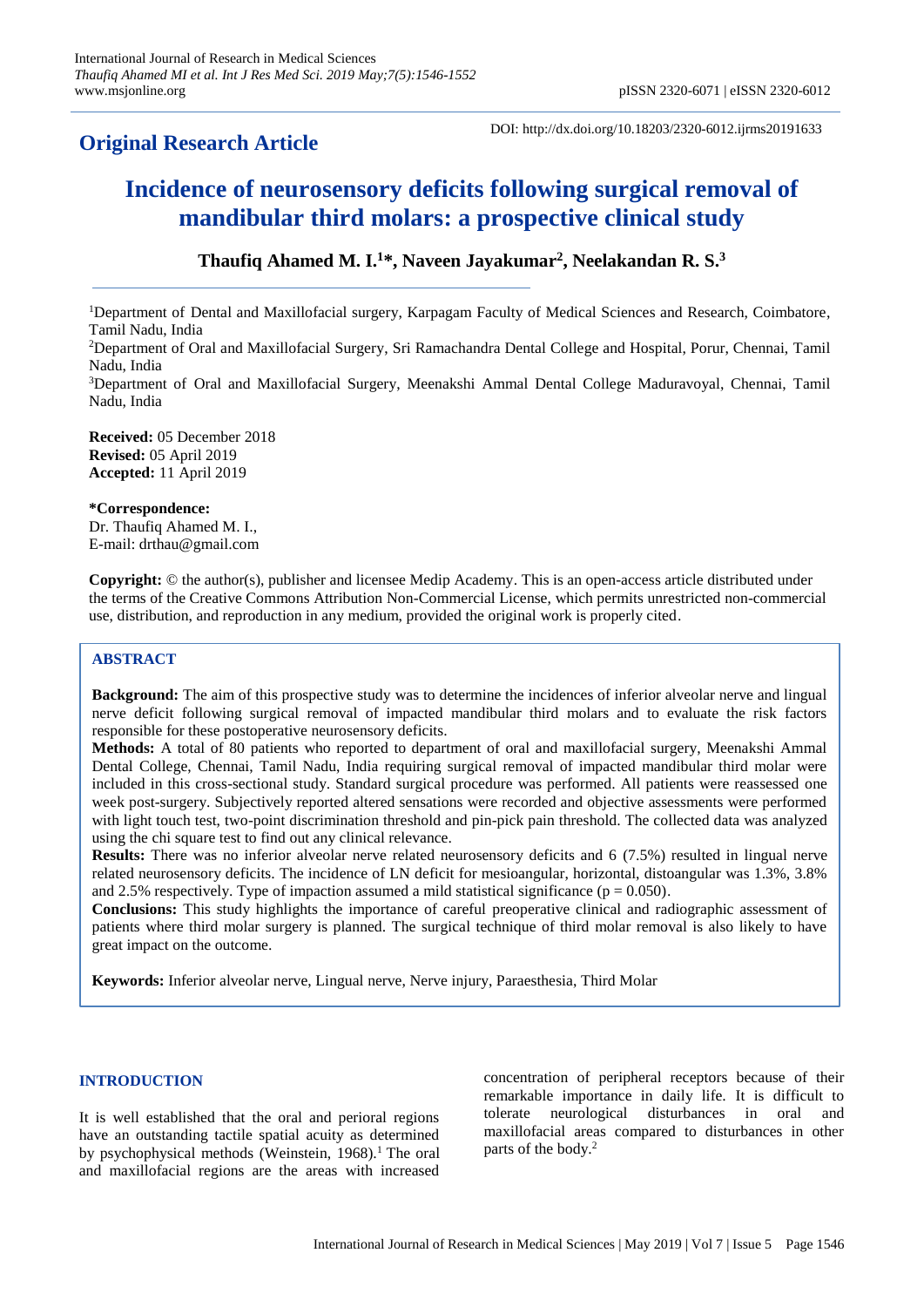**Original Research Article**

DOI: http://dx.doi.org/10.18203/2320-6012.ijrms20191633

# Incidence of neurosensory deficits following surgical removal of mandibular third molars: a prospective clinical study

**Thaufiq Ahamed M. I.[1]*, Naveen Jayakumar[2], Neelakandan R. S.[3]**

[1]Department of Dental and Maxillofacial surgery, Karpagam Faculty of Medical Sciences and Research, Coimbatore, Tamil Nadu, India

[2]Department of Oral and Maxillofacial Surgery, Sri Ramachandra Dental College and Hospital, Porur, Chennai, Tamil Nadu, India

[3]Department of Oral and Maxillofacial Surgery, Meenakshi Ammal Dental College Maduravoyal, Chennai, Tamil Nadu, India

**Received:** 05 December 2018
**Revised:** 05 April 2019
**Accepted:** 11 April 2019

***Correspondence:**
Dr. Thaufiq Ahamed M. I.,
E-mail: drthau@gmail.com

**Copyright:** © the author(s), publisher and licensee Medip Academy. This is an open-access article distributed under the terms of the Creative Commons Attribution Non-Commercial License, which permits unrestricted non-commercial use, distribution, and reproduction in any medium, provided the original work is properly cited.

## ABSTRACT

**Background:** The aim of this prospective study was to determine the incidences of inferior alveolar nerve and lingual nerve deficit following surgical removal of impacted mandibular third molars and to evaluate the risk factors responsible for these postoperative neurosensory deficits.

**Methods:** A total of 80 patients who reported to department of oral and maxillofacial surgery, Meenakshi Ammal Dental College, Chennai, Tamil Nadu, India requiring surgical removal of impacted mandibular third molar were included in this cross-sectional study. Standard surgical procedure was performed. All patients were reassessed one week post-surgery. Subjectively reported altered sensations were recorded and objective assessments were performed with light touch test, two-point discrimination threshold and pin-pick pain threshold. The collected data was analyzed using the chi square test to find out any clinical relevance.

**Results:** There was no inferior alveolar nerve related neurosensory deficits and 6 (7.5%) resulted in lingual nerve related neurosensory deficits. The incidence of LN deficit for mesioangular, horizontal, distoangular was 1.3%, 3.8% and 2.5% respectively. Type of impaction assumed a mild statistical significance ($p = 0.050$).

**Conclusions:** This study highlights the importance of careful preoperative clinical and radiographic assessment of patients where third molar surgery is planned. The surgical technique of third molar removal is also likely to have great impact on the outcome.

**Keywords:** Inferior alveolar nerve, Lingual nerve, Nerve injury, Paraesthesia, Third Molar

## INTRODUCTION

It is well established that the oral and perioral regions have an outstanding tactile spatial acuity as determined by psychophysical methods (Weinstein, 1968).[1] The oral and maxillofacial regions are the areas with increased concentration of peripheral receptors because of their remarkable importance in daily life. It is difficult to tolerate neurological disturbances in oral and maxillofacial areas compared to disturbances in other parts of the body.[2]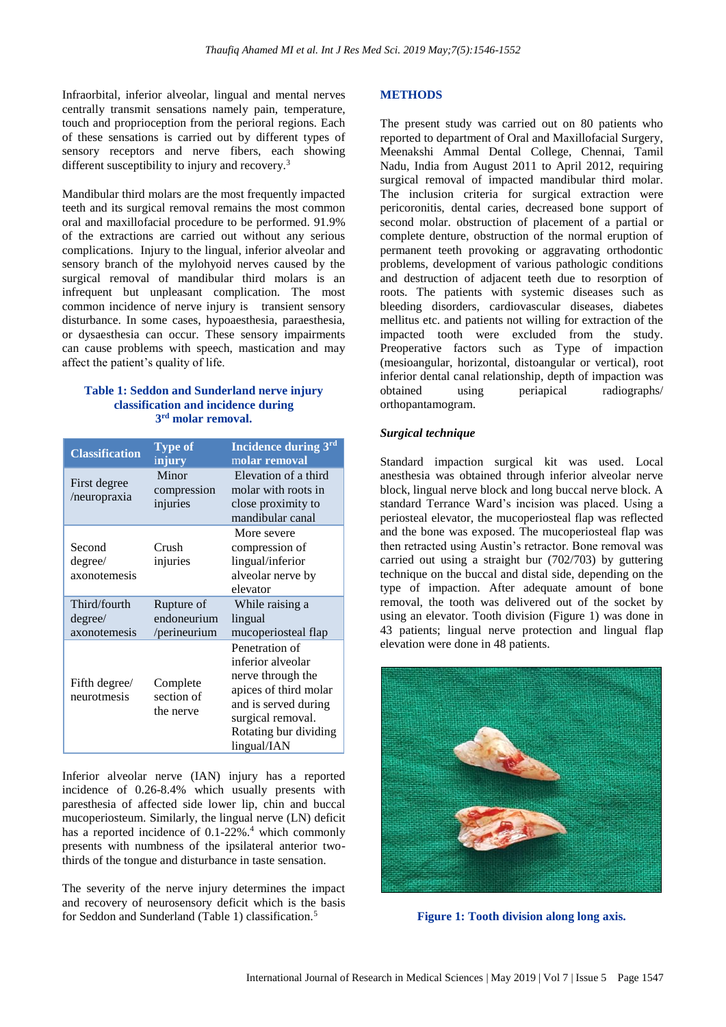Infraorbital, inferior alveolar, lingual and mental nerves centrally transmit sensations namely pain, temperature, touch and proprioception from the perioral regions. Each of these sensations is carried out by different types of sensory receptors and nerve fibers, each showing different susceptibility to injury and recovery.[3]

Mandibular third molars are the most frequently impacted teeth and its surgical removal remains the most common oral and maxillofacial procedure to be performed. 91.9% of the extractions are carried out without any serious complications. Injury to the lingual, inferior alveolar and sensory branch of the mylohyoid nerves caused by the surgical removal of mandibular third molars is an infrequent but unpleasant complication. The most common incidence of nerve injury is transient sensory disturbance. In some cases, hypoaesthesia, paraesthesia, or dysaesthesia can occur. These sensory impairments can cause problems with speech, mastication and may affect the patient's quality of life.

**Table 1: Seddon and Sunderland nerve injury classification and incidence during 3rd molar removal.**

| Classification | Type of injury | Incidence during 3rd molar removal |
|---|---|---|
| First degree /neuropraxia | Minor compression injuries | Elevation of a third molar with roots in close proximity to mandibular canal |
| Second degree/ axonotemesis | Crush injuries | More severe compression of lingual/inferior alveolar nerve by elevator |
| Third/fourth degree/ axonotemesis | Rupture of endoneurium /perineurium | While raising a lingual mucoperiosteal flap |
| Fifth degree/ neurotmesis | Complete section of the nerve | Penetration of inferior alveolar nerve through the apices of third molar and is served during surgical removal. Rotating bur dividing lingual/IAN |

Inferior alveolar nerve (IAN) injury has a reported incidence of 0.26-8.4% which usually presents with paresthesia of affected side lower lip, chin and buccal mucoperiosteum. Similarly, the lingual nerve (LN) deficit has a reported incidence of 0.1-22%.[4] which commonly presents with numbness of the ipsilateral anterior two-thirds of the tongue and disturbance in taste sensation.

The severity of the nerve injury determines the impact and recovery of neurosensory deficit which is the basis for Seddon and Sunderland (Table 1) classification.[5]

## METHODS

The present study was carried out on 80 patients who reported to department of Oral and Maxillofacial Surgery, Meenakshi Ammal Dental College, Chennai, Tamil Nadu, India from August 2011 to April 2012, requiring surgical removal of impacted mandibular third molar. The inclusion criteria for surgical extraction were pericoronitis, dental caries, decreased bone support of second molar. obstruction of placement of a partial or complete denture, obstruction of the normal eruption of permanent teeth provoking or aggravating orthodontic problems, development of various pathologic conditions and destruction of adjacent teeth due to resorption of roots. The patients with systemic diseases such as bleeding disorders, cardiovascular diseases, diabetes mellitus etc. and patients not willing for extraction of the impacted tooth were excluded from the study. Preoperative factors such as Type of impaction (mesioangular, horizontal, distoangular or vertical), root inferior dental canal relationship, depth of impaction was obtained using periapical radiographs/ orthopantamogram.

### *Surgical technique*

Standard impaction surgical kit was used. Local anesthesia was obtained through inferior alveolar nerve block, lingual nerve block and long buccal nerve block. A standard Terrance Ward's incision was placed. Using a periosteal elevator, the mucoperiosteal flap was reflected and the bone was exposed. The mucoperiosteal flap was then retracted using Austin's retractor. Bone removal was carried out using a straight bur (702/703) by guttering technique on the buccal and distal side, depending on the type of impaction. After adequate amount of bone removal, the tooth was delivered out of the socket by using an elevator. Tooth division (Figure 1) was done in 43 patients; lingual nerve protection and lingual flap elevation were done in 48 patients.

**Figure 1: Tooth division along long axis.**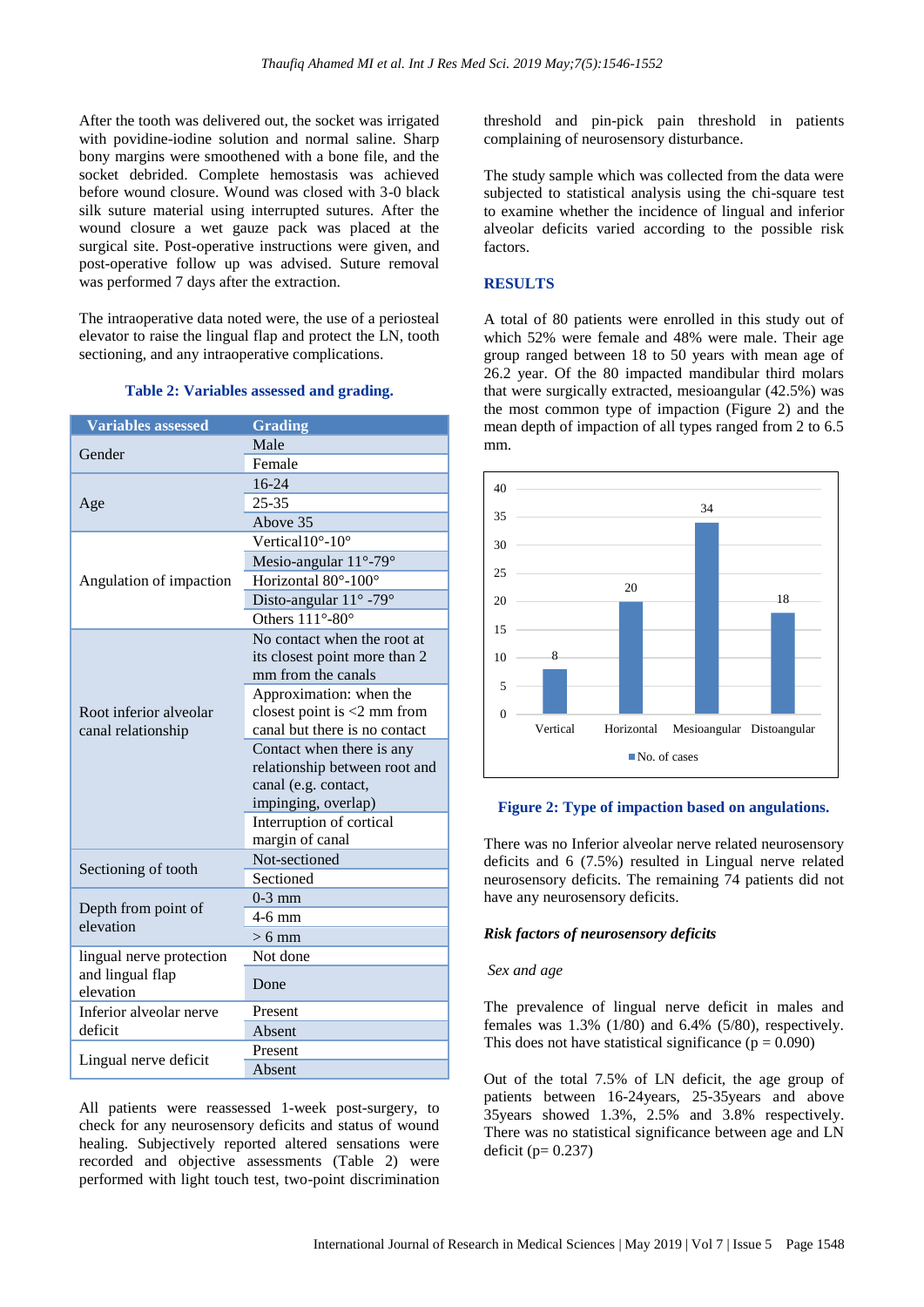After the tooth was delivered out, the socket was irrigated with povidine-iodine solution and normal saline. Sharp bony margins were smoothened with a bone file, and the socket debrided. Complete hemostasis was achieved before wound closure. Wound was closed with 3-0 black silk suture material using interrupted sutures. After the wound closure a wet gauze pack was placed at the surgical site. Post-operative instructions were given, and post-operative follow up was advised. Suture removal was performed 7 days after the extraction.

The intraoperative data noted were, the use of a periosteal elevator to raise the lingual flap and protect the LN, tooth sectioning, and any intraoperative complications.

**Table 2: Variables assessed and grading.**

| Variables assessed | Grading |
|---|---|
| Gender | Male |
| | Female |
| Age | 16-24 |
| | 25-35 |
| | Above 35 |
| Angulation of impaction | Vertical10°-10° |
| | Mesio-angular 11°-79° |
| | Horizontal 80°-100° |
| | Disto-angular 11° -79° |
| | Others 111°-80° |
| Root inferior alveolar canal relationship | No contact when the root at its closest point more than 2 mm from the canals |
| | Approximation: when the closest point is <2 mm from canal but there is no contact |
| | Contact when there is any relationship between root and canal (e.g. contact, impinging, overlap) |
| | Interruption of cortical margin of canal |
| Sectioning of tooth | Not-sectioned |
| | Sectioned |
| Depth from point of elevation | 0-3 mm |
| | 4-6 mm |
| | > 6 mm |
| lingual nerve protection and lingual flap elevation | Not done |
| | Done |
| Inferior alveolar nerve deficit | Present |
| | Absent |
| Lingual nerve deficit | Present |
| | Absent |

All patients were reassessed 1-week post-surgery, to check for any neurosensory deficits and status of wound healing. Subjectively reported altered sensations were recorded and objective assessments (Table 2) were performed with light touch test, two-point discrimination threshold and pin-pick pain threshold in patients complaining of neurosensory disturbance.

The study sample which was collected from the data were subjected to statistical analysis using the chi-square test to examine whether the incidence of lingual and inferior alveolar deficits varied according to the possible risk factors.

## RESULTS

A total of 80 patients were enrolled in this study out of which 52% were female and 48% were male. Their age group ranged between 18 to 50 years with mean age of 26.2 year. Of the 80 impacted mandibular third molars that were surgically extracted, mesioangular (42.5%) was the most common type of impaction (Figure 2) and the mean depth of impaction of all types ranged from 2 to 6.5 mm.

| | Vertical | Horizontal | Mesioangular | Distoangular |
|---|---|---|---|---|
| No. of cases | 8 | 20 | 34 | 18 |

**Figure 2: Type of impaction based on angulations.**

There was no Inferior alveolar nerve related neurosensory deficits and 6 (7.5%) resulted in Lingual nerve related neurosensory deficits. The remaining 74 patients did not have any neurosensory deficits.

### *Risk factors of neurosensory deficits*

*Sex and age*

The prevalence of lingual nerve deficit in males and females was 1.3% (1/80) and 6.4% (5/80), respectively. This does not have statistical significance ($p = 0.090$)

Out of the total 7.5% of LN deficit, the age group of patients between 16-24years, 25-35years and above 35years showed 1.3%, 2.5% and 3.8% respectively. There was no statistical significance between age and LN deficit ($p= 0.237$)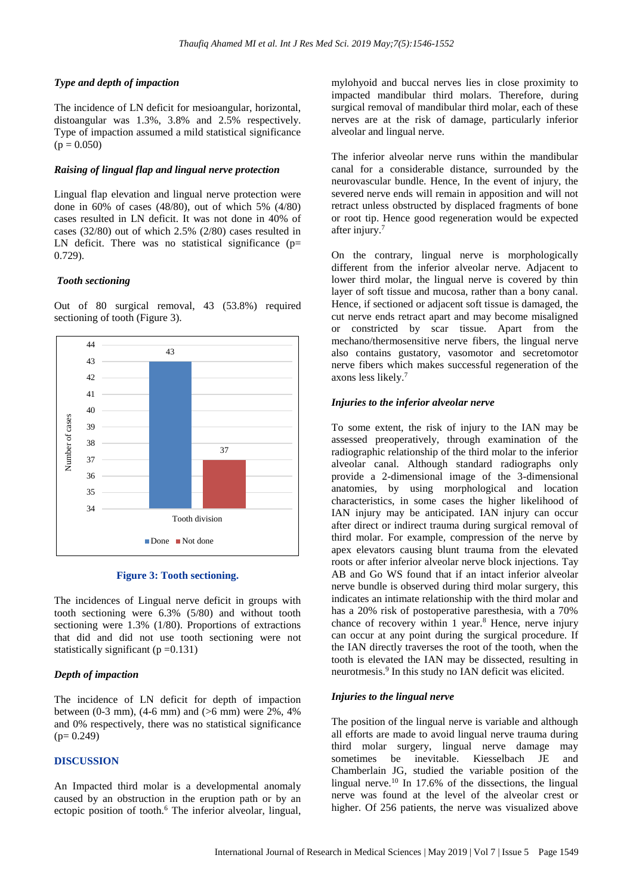### *Type and depth of impaction*

The incidence of LN deficit for mesioangular, horizontal, distoangular was 1.3%, 3.8% and 2.5% respectively. Type of impaction assumed a mild statistical significance ($p = 0.050$)

### *Raising of lingual flap and lingual nerve protection*

Lingual flap elevation and lingual nerve protection were done in 60% of cases (48/80), out of which 5% (4/80) cases resulted in LN deficit. It was not done in 40% of cases (32/80) out of which 2.5% (2/80) cases resulted in LN deficit. There was no statistical significance ($p= 0.729$).

### *Tooth sectioning*

Out of 80 surgical removal, 43 (53.8%) required sectioning of tooth (Figure 3).

**Figure 3: Tooth sectioning.**

The incidences of Lingual nerve deficit in groups with tooth sectioning were 6.3% (5/80) and without tooth sectioning were 1.3% (1/80). Proportions of extractions that did and did not use tooth sectioning were not statistically significant ($p =0.131$)

### *Depth of impaction*

The incidence of LN deficit for depth of impaction between (0-3 mm), (4-6 mm) and (>6 mm) were 2%, 4% and 0% respectively, there was no statistical significance ($p= 0.249$)

## DISCUSSION

An Impacted third molar is a developmental anomaly caused by an obstruction in the eruption path or by an ectopic position of tooth.[6] The inferior alveolar, lingual, mylohyoid and buccal nerves lies in close proximity to impacted mandibular third molars. Therefore, during surgical removal of mandibular third molar, each of these nerves are at the risk of damage, particularly inferior alveolar and lingual nerve.

The inferior alveolar nerve runs within the mandibular canal for a considerable distance, surrounded by the neurovascular bundle. Hence, In the event of injury, the severed nerve ends will remain in apposition and will not retract unless obstructed by displaced fragments of bone or root tip. Hence good regeneration would be expected after injury.[7]

On the contrary, lingual nerve is morphologically different from the inferior alveolar nerve. Adjacent to lower third molar, the lingual nerve is covered by thin layer of soft tissue and mucosa, rather than a bony canal. Hence, if sectioned or adjacent soft tissue is damaged, the cut nerve ends retract apart and may become misaligned or constricted by scar tissue. Apart from the mechano/thermosensitive nerve fibers, the lingual nerve also contains gustatory, vasomotor and secretomotor nerve fibers which makes successful regeneration of the axons less likely.[7]

### *Injuries to the inferior alveolar nerve*

To some extent, the risk of injury to the IAN may be assessed preoperatively, through examination of the radiographic relationship of the third molar to the inferior alveolar canal. Although standard radiographs only provide a 2-dimensional image of the 3-dimensional anatomies, by using morphological and location characteristics, in some cases the higher likelihood of IAN injury may be anticipated. IAN injury can occur after direct or indirect trauma during surgical removal of third molar. For example, compression of the nerve by apex elevators causing blunt trauma from the elevated roots or after inferior alveolar nerve block injections. Tay AB and Go WS found that if an intact inferior alveolar nerve bundle is observed during third molar surgery, this indicates an intimate relationship with the third molar and has a 20% risk of postoperative paresthesia, with a 70% chance of recovery within 1 year.[8] Hence, nerve injury can occur at any point during the surgical procedure. If the IAN directly traverses the root of the tooth, when the tooth is elevated the IAN may be dissected, resulting in neurotmesis.[9] In this study no IAN deficit was elicited.

### *Injuries to the lingual nerve*

The position of the lingual nerve is variable and although all efforts are made to avoid lingual nerve trauma during third molar surgery, lingual nerve damage may sometimes be inevitable. Kiesselbach JE and Chamberlain JG, studied the variable position of the lingual nerve.[10] In 17.6% of the dissections, the lingual nerve was found at the level of the alveolar crest or higher. Of 256 patients, the nerve was visualized above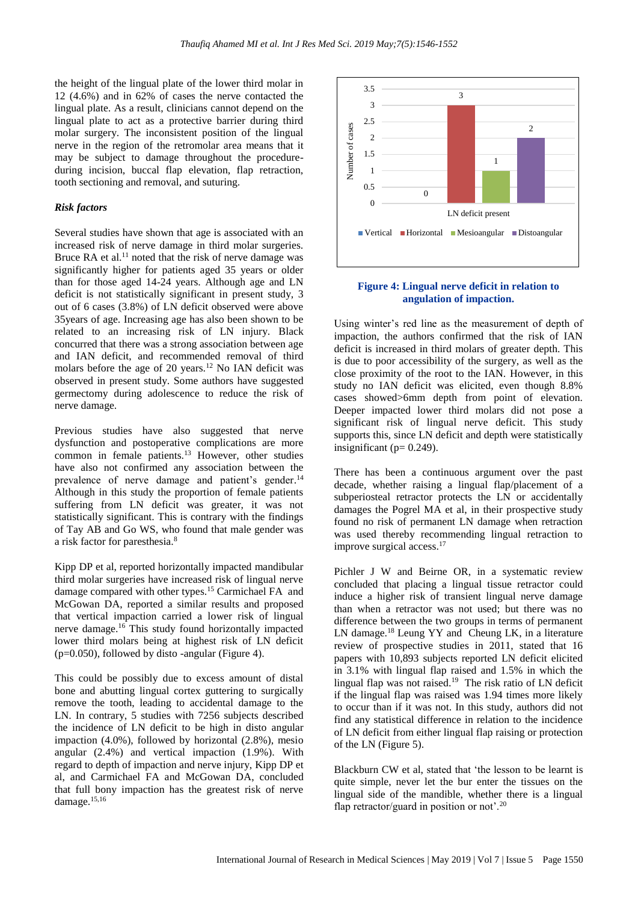the height of the lingual plate of the lower third molar in 12 (4.6%) and in 62% of cases the nerve contacted the lingual plate. As a result, clinicians cannot depend on the lingual plate to act as a protective barrier during third molar surgery. The inconsistent position of the lingual nerve in the region of the retromolar area means that it may be subject to damage throughout the procedure-during incision, buccal flap elevation, flap retraction, tooth sectioning and removal, and suturing.

### *Risk factors*

Several studies have shown that age is associated with an increased risk of nerve damage in third molar surgeries. Bruce RA et al.[11] noted that the risk of nerve damage was significantly higher for patients aged 35 years or older than for those aged 14-24 years. Although age and LN deficit is not statistically significant in present study, 3 out of 6 cases (3.8%) of LN deficit observed were above 35years of age. Increasing age has also been shown to be related to an increasing risk of LN injury. Black concurred that there was a strong association between age and IAN deficit, and recommended removal of third molars before the age of 20 years.[12] No IAN deficit was observed in present study. Some authors have suggested germectomy during adolescence to reduce the risk of nerve damage.

Previous studies have also suggested that nerve dysfunction and postoperative complications are more common in female patients.[13] However, other studies have also not confirmed any association between the prevalence of nerve damage and patient's gender.[14] Although in this study the proportion of female patients suffering from LN deficit was greater, it was not statistically significant. This is contrary with the findings of Tay AB and Go WS, who found that male gender was a risk factor for paresthesia.[8]

Kipp DP et al, reported horizontally impacted mandibular third molar surgeries have increased risk of lingual nerve damage compared with other types.[15] Carmichael FA and McGowan DA, reported a similar results and proposed that vertical impaction carried a lower risk of lingual nerve damage.[16] This study found horizontally impacted lower third molars being at highest risk of LN deficit (p=0.050), followed by disto -angular (Figure 4).

This could be possibly due to excess amount of distal bone and abutting lingual cortex guttering to surgically remove the tooth, leading to accidental damage to the LN. In contrary, 5 studies with 7256 subjects described the incidence of LN deficit to be high in disto angular impaction (4.0%), followed by horizontal (2.8%), mesio angular (2.4%) and vertical impaction (1.9%). With regard to depth of impaction and nerve injury, Kipp DP et al, and Carmichael FA and McGowan DA, concluded that full bony impaction has the greatest risk of nerve damage.[15,16]

| LN deficit present | Number of cases |
|---|---|
| Vertical | 0 |
| Horizontal | 3 |
| Mesioangular | 1 |
| Distoangular | 2 |

**Figure 4: Lingual nerve deficit in relation to angulation of impaction.**

Using winter's red line as the measurement of depth of impaction, the authors confirmed that the risk of IAN deficit is increased in third molars of greater depth. This is due to poor accessibility of the surgery, as well as the close proximity of the root to the IAN. However, in this study no IAN deficit was elicited, even though 8.8% cases showed>6mm depth from point of elevation. Deeper impacted lower third molars did not pose a significant risk of lingual nerve deficit. This study supports this, since LN deficit and depth were statistically insignificant (p= 0.249).

There has been a continuous argument over the past decade, whether raising a lingual flap/placement of a subperiosteal retractor protects the LN or accidentally damages the Pogrel MA et al, in their prospective study found no risk of permanent LN damage when retraction was used thereby recommending lingual retraction to improve surgical access.[17]

Pichler J W and Beirne OR, in a systematic review concluded that placing a lingual tissue retractor could induce a higher risk of transient lingual nerve damage than when a retractor was not used; but there was no difference between the two groups in terms of permanent LN damage.[18] Leung YY and Cheung LK, in a literature review of prospective studies in 2011, stated that 16 papers with 10,893 subjects reported LN deficit elicited in 3.1% with lingual flap raised and 1.5% in which the lingual flap was not raised.[19] The risk ratio of LN deficit if the lingual flap was raised was 1.94 times more likely to occur than if it was not. In this study, authors did not find any statistical difference in relation to the incidence of LN deficit from either lingual flap raising or protection of the LN (Figure 5).

Blackburn CW et al, stated that 'the lesson to be learnt is quite simple, never let the bur enter the tissues on the lingual side of the mandible, whether there is a lingual flap retractor/guard in position or not'.[20]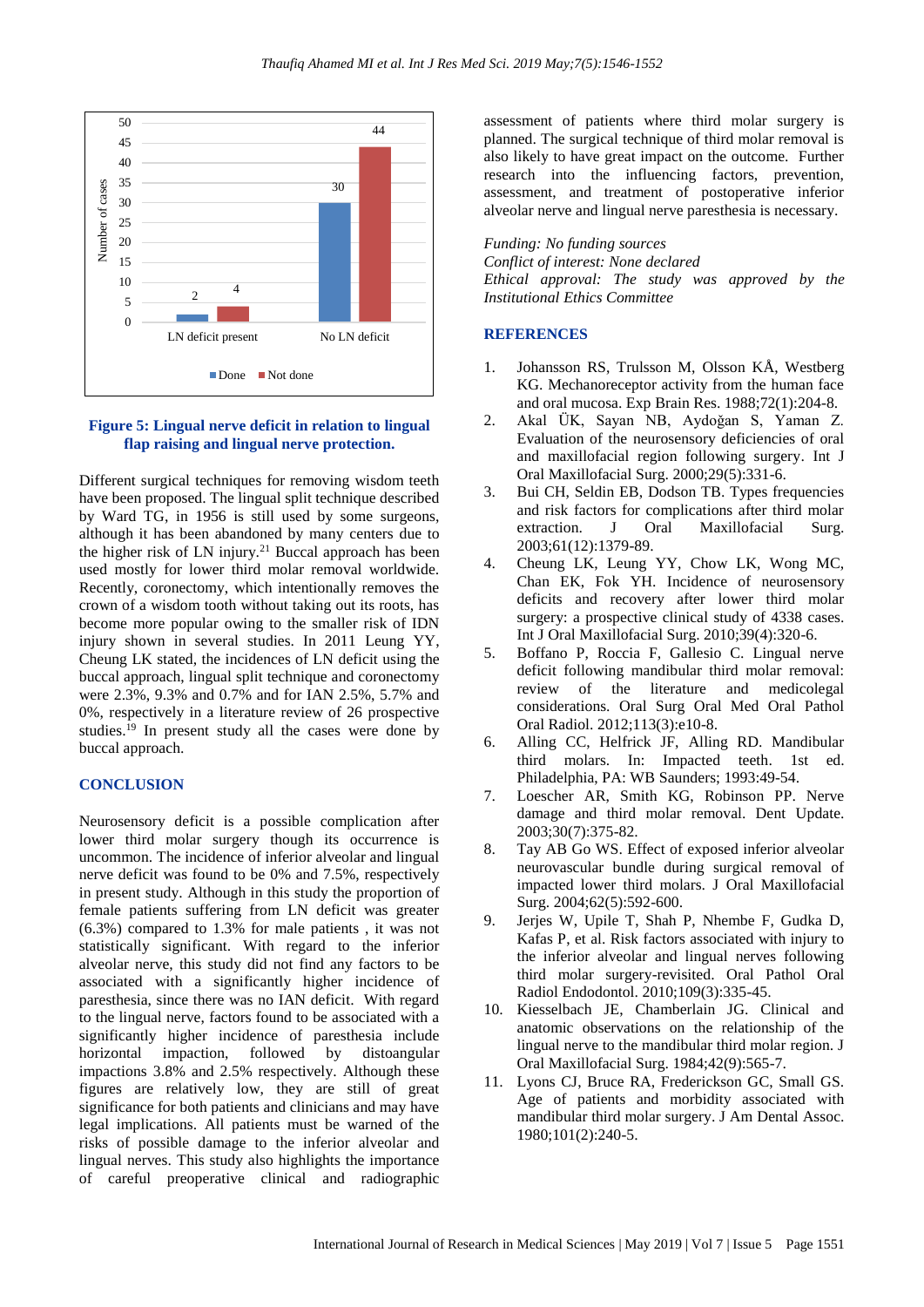Figure 5: Lingual nerve deficit in relation to lingual flap raising and lingual nerve protection.

Different surgical techniques for removing wisdom teeth have been proposed. The lingual split technique described by Ward TG, in 1956 is still used by some surgeons, although it has been abandoned by many centers due to the higher risk of LN injury.[21] Buccal approach has been used mostly for lower third molar removal worldwide. Recently, coronectomy, which intentionally removes the crown of a wisdom tooth without taking out its roots, has become more popular owing to the smaller risk of IDN injury shown in several studies. In 2011 Leung YY, Cheung LK stated, the incidences of LN deficit using the buccal approach, lingual split technique and coronectomy were 2.3%, 9.3% and 0.7% and for IAN 2.5%, 5.7% and 0%, respectively in a literature review of 26 prospective studies.[19] In present study all the cases were done by buccal approach.

## CONCLUSION

Neurosensory deficit is a possible complication after lower third molar surgery though its occurrence is uncommon. The incidence of inferior alveolar and lingual nerve deficit was found to be 0% and 7.5%, respectively in present study. Although in this study the proportion of female patients suffering from LN deficit was greater (6.3%) compared to 1.3% for male patients , it was not statistically significant. With regard to the inferior alveolar nerve, this study did not find any factors to be associated with a significantly higher incidence of paresthesia, since there was no IAN deficit. With regard to the lingual nerve, factors found to be associated with a significantly higher incidence of paresthesia include horizontal impaction, followed by distoangular impactions 3.8% and 2.5% respectively. Although these figures are relatively low, they are still of great significance for both patients and clinicians and may have legal implications. All patients must be warned of the risks of possible damage to the inferior alveolar and lingual nerves. This study also highlights the importance of careful preoperative clinical and radiographic assessment of patients where third molar surgery is planned. The surgical technique of third molar removal is also likely to have great impact on the outcome. Further research into the influencing factors, prevention, assessment, and treatment of postoperative inferior alveolar nerve and lingual nerve paresthesia is necessary.

*Funding: No funding sources*
*Conflict of interest: None declared*
*Ethical approval: The study was approved by the Institutional Ethics Committee*

## REFERENCES

1. Johansson RS, Trulsson M, Olsson KÅ, Westberg KG. Mechanoreceptor activity from the human face and oral mucosa. Exp Brain Res. 1988;72(1):204-8.
2. Akal ÜK, Sayan NB, Aydoğan S, Yaman Z. Evaluation of the neurosensory deficiencies of oral and maxillofacial region following surgery. Int J Oral Maxillofacial Surg. 2000;29(5):331-6.
3. Bui CH, Seldin EB, Dodson TB. Types frequencies and risk factors for complications after third molar extraction. J Oral Maxillofacial Surg. 2003;61(12):1379-89.
4. Cheung LK, Leung YY, Chow LK, Wong MC, Chan EK, Fok YH. Incidence of neurosensory deficits and recovery after lower third molar surgery: a prospective clinical study of 4338 cases. Int J Oral Maxillofacial Surg. 2010;39(4):320-6.
5. Boffano P, Roccia F, Gallesio C. Lingual nerve deficit following mandibular third molar removal: review of the literature and medicolegal considerations. Oral Surg Oral Med Oral Pathol Oral Radiol. 2012;113(3):e10-8.
6. Alling CC, Helfrick JF, Alling RD. Mandibular third molars. In: Impacted teeth. 1st ed. Philadelphia, PA: WB Saunders; 1993:49-54.
7. Loescher AR, Smith KG, Robinson PP. Nerve damage and third molar removal. Dent Update. 2003;30(7):375-82.
8. Tay AB Go WS. Effect of exposed inferior alveolar neurovascular bundle during surgical removal of impacted lower third molars. J Oral Maxillofacial Surg. 2004;62(5):592-600.
9. Jerjes W, Upile T, Shah P, Nhembe F, Gudka D, Kafas P, et al. Risk factors associated with injury to the inferior alveolar and lingual nerves following third molar surgery-revisited. Oral Pathol Oral Radiol Endodontol. 2010;109(3):335-45.
10. Kiesselbach JE, Chamberlain JG. Clinical and anatomic observations on the relationship of the lingual nerve to the mandibular third molar region. J Oral Maxillofacial Surg. 1984;42(9):565-7.
11. Lyons CJ, Bruce RA, Frederickson GC, Small GS. Age of patients and morbidity associated with mandibular third molar surgery. J Am Dental Assoc. 1980;101(2):240-5.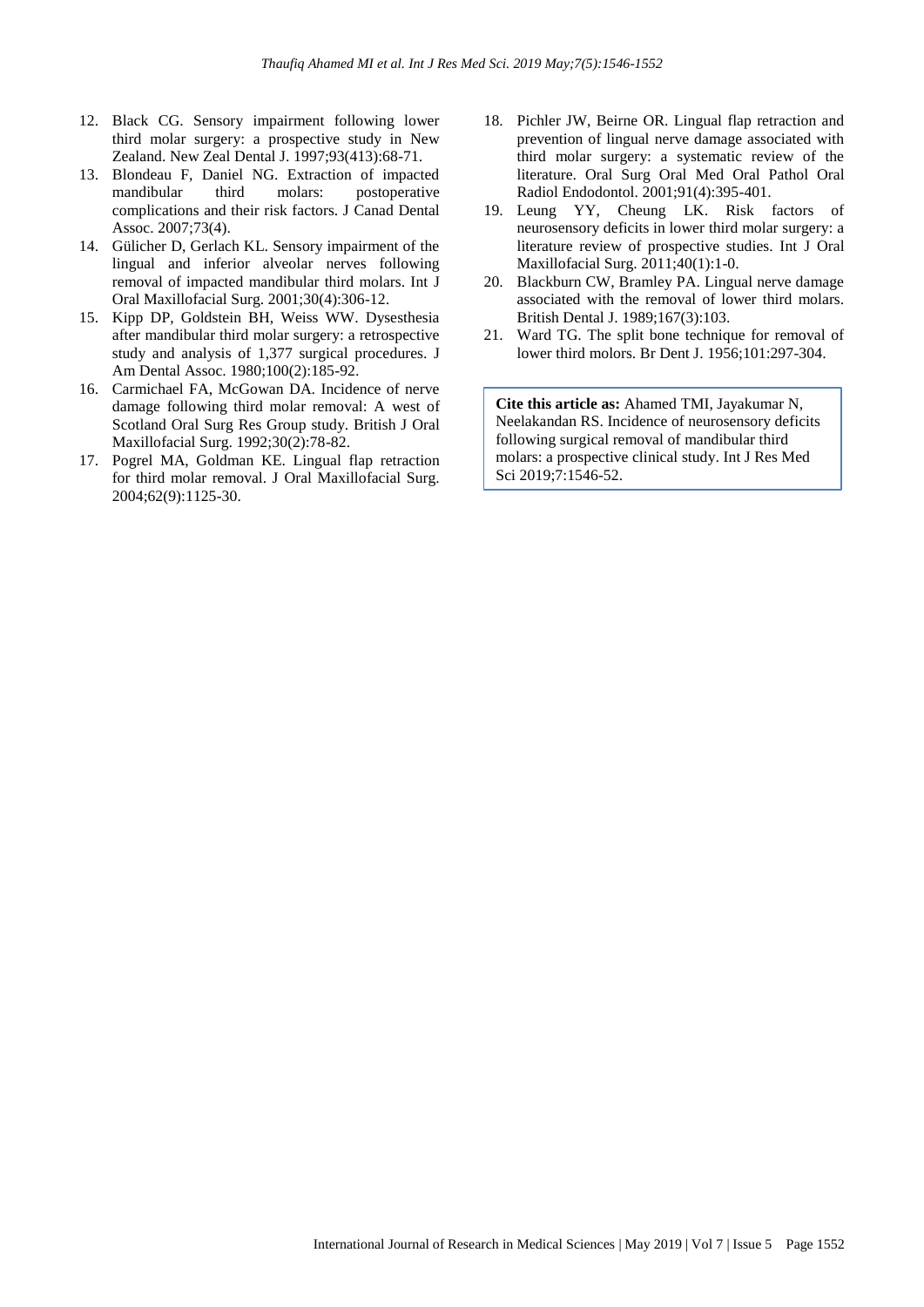12. Black CG. Sensory impairment following lower third molar surgery: a prospective study in New Zealand. New Zeal Dental J. 1997;93(413):68-71.
13. Blondeau F, Daniel NG. Extraction of impacted mandibular third molars: postoperative complications and their risk factors. J Canad Dental Assoc. 2007;73(4).
14. Gülicher D, Gerlach KL. Sensory impairment of the lingual and inferior alveolar nerves following removal of impacted mandibular third molars. Int J Oral Maxillofacial Surg. 2001;30(4):306-12.
15. Kipp DP, Goldstein BH, Weiss WW. Dysesthesia after mandibular third molar surgery: a retrospective study and analysis of 1,377 surgical procedures. J Am Dental Assoc. 1980;100(2):185-92.
16. Carmichael FA, McGowan DA. Incidence of nerve damage following third molar removal: A west of Scotland Oral Surg Res Group study. British J Oral Maxillofacial Surg. 1992;30(2):78-82.
17. Pogrel MA, Goldman KE. Lingual flap retraction for third molar removal. J Oral Maxillofacial Surg. 2004;62(9):1125-30.
18. Pichler JW, Beirne OR. Lingual flap retraction and prevention of lingual nerve damage associated with third molar surgery: a systematic review of the literature. Oral Surg Oral Med Oral Pathol Oral Radiol Endodontol. 2001;91(4):395-401.
19. Leung YY, Cheung LK. Risk factors of neurosensory deficits in lower third molar surgery: a literature review of prospective studies. Int J Oral Maxillofacial Surg. 2011;40(1):1-0.
20. Blackburn CW, Bramley PA. Lingual nerve damage associated with the removal of lower third molars. British Dental J. 1989;167(3):103.
21. Ward TG. The split bone technique for removal of lower third molors. Br Dent J. 1956;101:297-304.

**Cite this article as:** Ahamed TMI, Jayakumar N, Neelakandan RS. Incidence of neurosensory deficits following surgical removal of mandibular third molars: a prospective clinical study. Int J Res Med Sci 2019;7:1546-52.